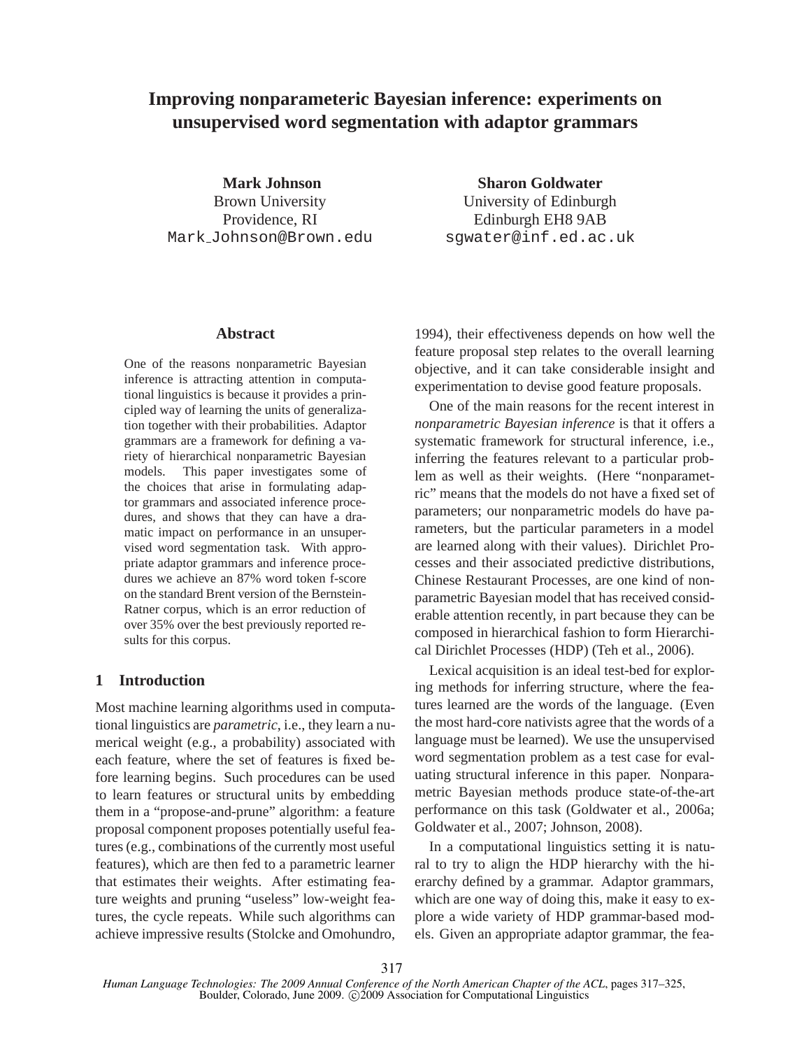# Improving nonparameteric Bayesian inference: experiments on unsupervised word segmentation with adaptor grammars

**Mark Johnson**
Brown University
Providence, RI
Mark_Johnson@Brown.edu

**Sharon Goldwater**
University of Edinburgh
Edinburgh EH8 9AB
sgwater@inf.ed.ac.uk

## Abstract

One of the reasons nonparametric Bayesian inference is attracting attention in computational linguistics is because it provides a principled way of learning the units of generalization together with their probabilities. Adaptor grammars are a framework for defining a variety of hierarchical nonparametric Bayesian models. This paper investigates some of the choices that arise in formulating adaptor grammars and associated inference procedures, and shows that they can have a dramatic impact on performance in an unsupervised word segmentation task. With appropriate adaptor grammars and inference procedures we achieve an 87% word token f-score on the standard Brent version of the Bernstein-Ratner corpus, which is an error reduction of over 35% over the best previously reported results for this corpus.

## 1 Introduction

Most machine learning algorithms used in computational linguistics are *parametric*, i.e., they learn a numerical weight (e.g., a probability) associated with each feature, where the set of features is fixed before learning begins. Such procedures can be used to learn features or structural units by embedding them in a "propose-and-prune" algorithm: a feature proposal component proposes potentially useful features (e.g., combinations of the currently most useful features), which are then fed to a parametric learner that estimates their weights. After estimating feature weights and pruning "useless" low-weight features, the cycle repeats. While such algorithms can achieve impressive results (Stolcke and Omohundro, 1994), their effectiveness depends on how well the feature proposal step relates to the overall learning objective, and it can take considerable insight and experimentation to devise good feature proposals.

One of the main reasons for the recent interest in *nonparametric Bayesian inference* is that it offers a systematic framework for structural inference, i.e., inferring the features relevant to a particular problem as well as their weights. (Here "nonparametric" means that the models do not have a fixed set of parameters; our nonparametric models do have parameters, but the particular parameters in a model are learned along with their values). Dirichlet Processes and their associated predictive distributions, Chinese Restaurant Processes, are one kind of nonparametric Bayesian model that has received considerable attention recently, in part because they can be composed in hierarchical fashion to form Hierarchical Dirichlet Processes (HDP) (Teh et al., 2006).

Lexical acquisition is an ideal test-bed for exploring methods for inferring structure, where the features learned are the words of the language. (Even the most hard-core nativists agree that the words of a language must be learned). We use the unsupervised word segmentation problem as a test case for evaluating structural inference in this paper. Nonparametric Bayesian methods produce state-of-the-art performance on this task (Goldwater et al., 2006a; Goldwater et al., 2007; Johnson, 2008).

In a computational linguistics setting it is natural to try to align the HDP hierarchy with the hierarchy defined by a grammar. Adaptor grammars, which are one way of doing this, make it easy to explore a wide variety of HDP grammar-based models. Given an appropriate adaptor grammar, the fea-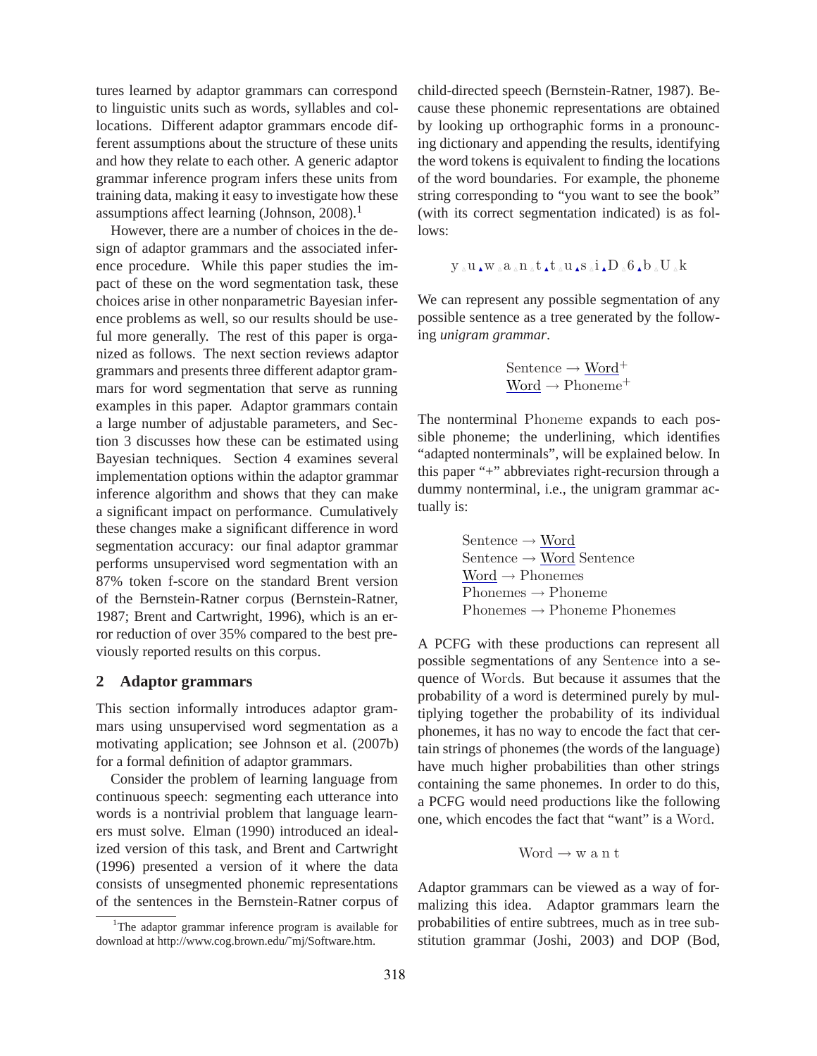tures learned by adaptor grammars can correspond to linguistic units such as words, syllables and collocations. Different adaptor grammars encode different assumptions about the structure of these units and how they relate to each other. A generic adaptor grammar inference program infers these units from training data, making it easy to investigate how these assumptions affect learning (Johnson, 2008).[1]

However, there are a number of choices in the design of adaptor grammars and the associated inference procedure. While this paper studies the impact of these on the word segmentation task, these choices arise in other nonparametric Bayesian inference problems as well, so our results should be useful more generally. The rest of this paper is organized as follows. The next section reviews adaptor grammars and presents three different adaptor grammars for word segmentation that serve as running examples in this paper. Adaptor grammars contain a large number of adjustable parameters, and Section 3 discusses how these can be estimated using Bayesian techniques. Section 4 examines several implementation options within the adaptor grammar inference algorithm and shows that they can make a significant impact on performance. Cumulatively these changes make a significant difference in word segmentation accuracy: our final adaptor grammar performs unsupervised word segmentation with an 87% token f-score on the standard Brent version of the Bernstein-Ratner corpus (Bernstein-Ratner, 1987; Brent and Cartwright, 1996), which is an error reduction of over 35% compared to the best previously reported results on this corpus.

## 2 Adaptor grammars

This section informally introduces adaptor grammars using unsupervised word segmentation as a motivating application; see Johnson et al. (2007b) for a formal definition of adaptor grammars.

Consider the problem of learning language from continuous speech: segmenting each utterance into words is a nontrivial problem that language learners must solve. Elman (1990) introduced an idealized version of this task, and Brent and Cartwright (1996) presented a version of it where the data consists of unsegmented phonemic representations of the sentences in the Bernstein-Ratner corpus of child-directed speech (Bernstein-Ratner, 1987). Because these phonemic representations are obtained by looking up orthographic forms in a pronouncing dictionary and appending the results, identifying the word tokens is equivalent to finding the locations of the word boundaries. For example, the phoneme string corresponding to "you want to see the book" (with its correct segmentation indicated) is as follows:

$$\mathrm{y}_{\vartriangle}\mathrm{u}_{\blacktriangle}\mathrm{w}_{\vartriangle}\mathrm{a}_{\vartriangle}\mathrm{n}_{\vartriangle}\mathrm{t}_{\blacktriangle}\mathrm{t}_{\vartriangle}\mathrm{u}_{\blacktriangle}\mathrm{s}_{\vartriangle}\mathrm{i}_{\blacktriangle}\mathrm{D}_{\vartriangle}\mathrm{6}_{\blacktriangle}\mathrm{b}_{\vartriangle}\mathrm{U}_{\vartriangle}\mathrm{k}$$

We can represent any possible segmentation of any possible sentence as a tree generated by the following *unigram grammar*.

$$\begin{aligned}\mathrm{Sentence} &\rightarrow \underline{\mathrm{Word}}^{+}\\ \underline{\mathrm{Word}} &\rightarrow \mathrm{Phoneme}^{+}\end{aligned}$$

The nonterminal Phoneme expands to each possible phoneme; the underlining, which identifies "adapted nonterminals", will be explained below. In this paper "+" abbreviates right-recursion through a dummy nonterminal, i.e., the unigram grammar actually is:

$$\begin{aligned}\mathrm{Sentence} &\rightarrow \underline{\mathrm{Word}}\\ \mathrm{Sentence} &\rightarrow \underline{\mathrm{Word}}\ \mathrm{Sentence}\\ \underline{\mathrm{Word}} &\rightarrow \mathrm{Phonemes}\\ \mathrm{Phonemes} &\rightarrow \mathrm{Phoneme}\\ \mathrm{Phonemes} &\rightarrow \mathrm{Phoneme}\ \mathrm{Phonemes}\end{aligned}$$

A PCFG with these productions can represent all possible segmentations of any Sentence into a sequence of Words. But because it assumes that the probability of a word is determined purely by multiplying together the probability of its individual phonemes, it has no way to encode the fact that certain strings of phonemes (the words of the language) have much higher probabilities than other strings containing the same phonemes. In order to do this, a PCFG would need productions like the following one, which encodes the fact that "want" is a Word.

$$\mathrm{Word} \rightarrow \mathrm{w\ a\ n\ t}$$

Adaptor grammars can be viewed as a way of formalizing this idea. Adaptor grammars learn the probabilities of entire subtrees, much as in tree substitution grammar (Joshi, 2003) and DOP (Bod,

[1]The adaptor grammar inference program is available for download at http://www.cog.brown.edu/˜mj/Software.htm.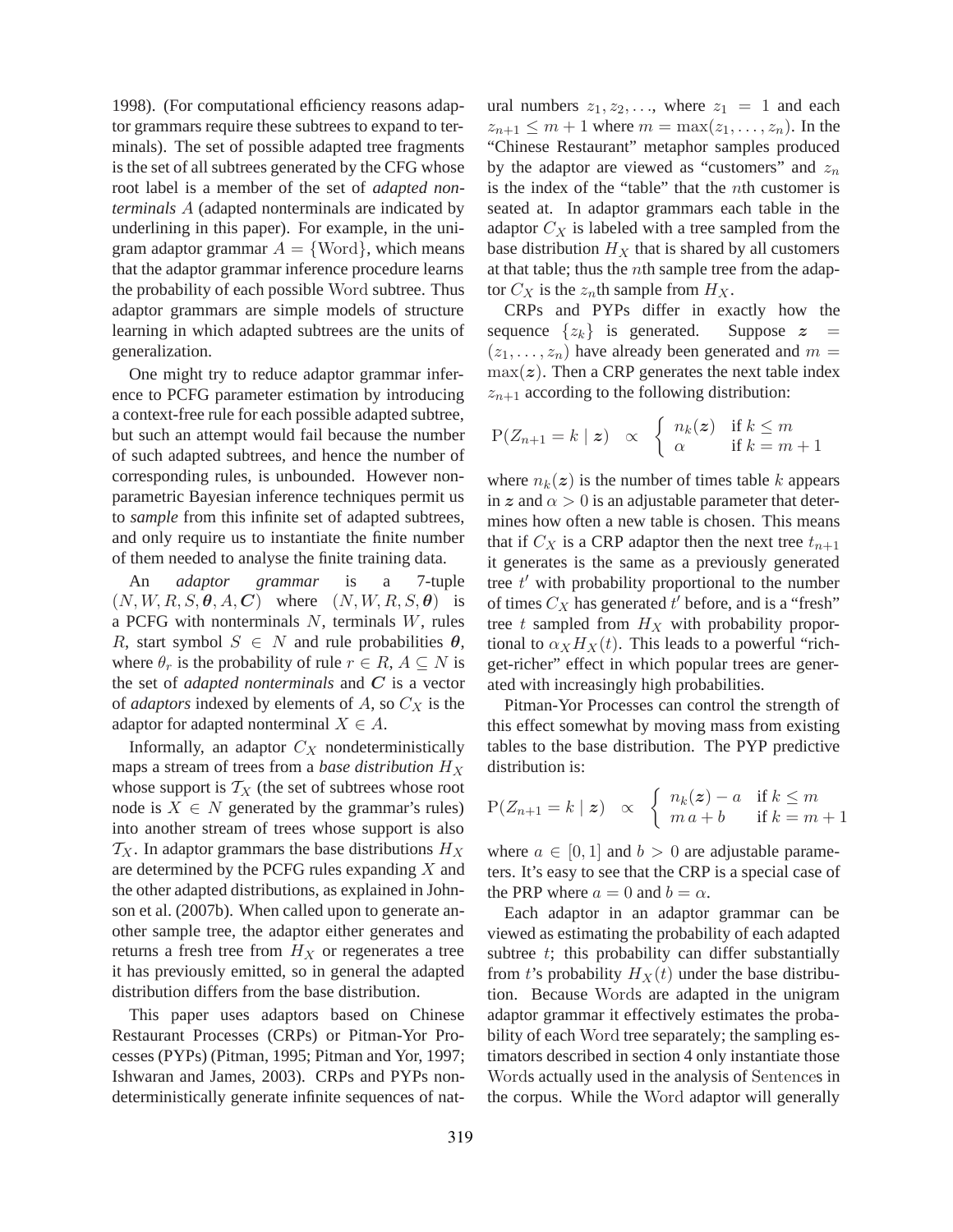1998). (For computational efficiency reasons adaptor grammars require these subtrees to expand to terminals). The set of possible adapted tree fragments is the set of all subtrees generated by the CFG whose root label is a member of the set of *adapted nonterminals* $A$ (adapted nonterminals are indicated by underlining in this paper). For example, in the unigram adaptor grammar $A = \{\mathrm{Word}\}$, which means that the adaptor grammar inference procedure learns the probability of each possible Word subtree. Thus adaptor grammars are simple models of structure learning in which adapted subtrees are the units of generalization.

One might try to reduce adaptor grammar inference to PCFG parameter estimation by introducing a context-free rule for each possible adapted subtree, but such an attempt would fail because the number of such adapted subtrees, and hence the number of corresponding rules, is unbounded. However nonparametric Bayesian inference techniques permit us to *sample* from this infinite set of adapted subtrees, and only require us to instantiate the finite number of them needed to analyse the finite training data.

An *adaptor grammar* is a 7-tuple $(N, W, R, S, \boldsymbol{\theta}, A, \boldsymbol{C})$ where $(N, W, R, S, \boldsymbol{\theta})$ is a PCFG with nonterminals $N$, terminals $W$, rules $R$, start symbol $S \in N$ and rule probabilities $\boldsymbol{\theta}$, where $\theta_r$ is the probability of rule $r \in R$, $A \subseteq N$ is the set of *adapted nonterminals* and $\boldsymbol{C}$ is a vector of *adaptors* indexed by elements of $A$, so $C_X$ is the adaptor for adapted nonterminal $X \in A$.

Informally, an adaptor $C_X$ nondeterministically maps a stream of trees from a *base distribution* $H_X$ whose support is $\mathcal{T}_X$ (the set of subtrees whose root node is $X \in N$ generated by the grammar's rules) into another stream of trees whose support is also $\mathcal{T}_X$. In adaptor grammars the base distributions $H_X$ are determined by the PCFG rules expanding $X$ and the other adapted distributions, as explained in Johnson et al. (2007b). When called upon to generate another sample tree, the adaptor either generates and returns a fresh tree from $H_X$ or regenerates a tree it has previously emitted, so in general the adapted distribution differs from the base distribution.

This paper uses adaptors based on Chinese Restaurant Processes (CRPs) or Pitman-Yor Processes (PYPs) (Pitman, 1995; Pitman and Yor, 1997; Ishwaran and James, 2003). CRPs and PYPs nondeterministically generate infinite sequences of natural numbers $z_1, z_2, \ldots$, where $z_1 = 1$ and each $z_{n+1} \leq m + 1$ where $m = \max(z_1, \ldots, z_n)$. In the "Chinese Restaurant" metaphor samples produced by the adaptor are viewed as "customers" and $z_n$ is the index of the "table" that the $n$th customer is seated at. In adaptor grammars each table in the adaptor $C_X$ is labeled with a tree sampled from the base distribution $H_X$ that is shared by all customers at that table; thus the $n$th sample tree from the adaptor $C_X$ is the $z_n$th sample from $H_X$.

CRPs and PYPs differ in exactly how the sequence $\{z_k\}$ is generated. Suppose $\boldsymbol{z} = (z_1, \ldots, z_n)$ have already been generated and $m = \max(\boldsymbol{z})$. Then a CRP generates the next table index $z_{n+1}$ according to the following distribution:

$$\mathrm{P}(Z_{n+1} = k \mid \boldsymbol{z}) \;\;\propto\;\; \begin{cases} n_k(\boldsymbol{z}) & \text{if } k \leq m \\ \alpha & \text{if } k = m+1 \end{cases}$$

where $n_k(\boldsymbol{z})$ is the number of times table $k$ appears in $\boldsymbol{z}$ and $\alpha > 0$ is an adjustable parameter that determines how often a new table is chosen. This means that if $C_X$ is a CRP adaptor then the next tree $t_{n+1}$ it generates is the same as a previously generated tree $t'$ with probability proportional to the number of times $C_X$ has generated $t'$ before, and is a "fresh" tree $t$ sampled from $H_X$ with probability proportional to $\alpha_X H_X(t)$. This leads to a powerful "rich-get-richer" effect in which popular trees are generated with increasingly high probabilities.

Pitman-Yor Processes can control the strength of this effect somewhat by moving mass from existing tables to the base distribution. The PYP predictive distribution is:

$$\mathrm{P}(Z_{n+1} = k \mid \boldsymbol{z}) \;\;\propto\;\; \begin{cases} n_k(\boldsymbol{z}) - a & \text{if } k \leq m \\ m\,a + b & \text{if } k = m+1 \end{cases}$$

where $a \in [0, 1]$ and $b > 0$ are adjustable parameters. It's easy to see that the CRP is a special case of the PRP where $a = 0$ and $b = \alpha$.

Each adaptor in an adaptor grammar can be viewed as estimating the probability of each adapted subtree $t$; this probability can differ substantially from $t$'s probability $H_X(t)$ under the base distribution. Because Words are adapted in the unigram adaptor grammar it effectively estimates the probability of each Word tree separately; the sampling estimators described in section 4 only instantiate those Words actually used in the analysis of Sentences in the corpus. While the Word adaptor will generally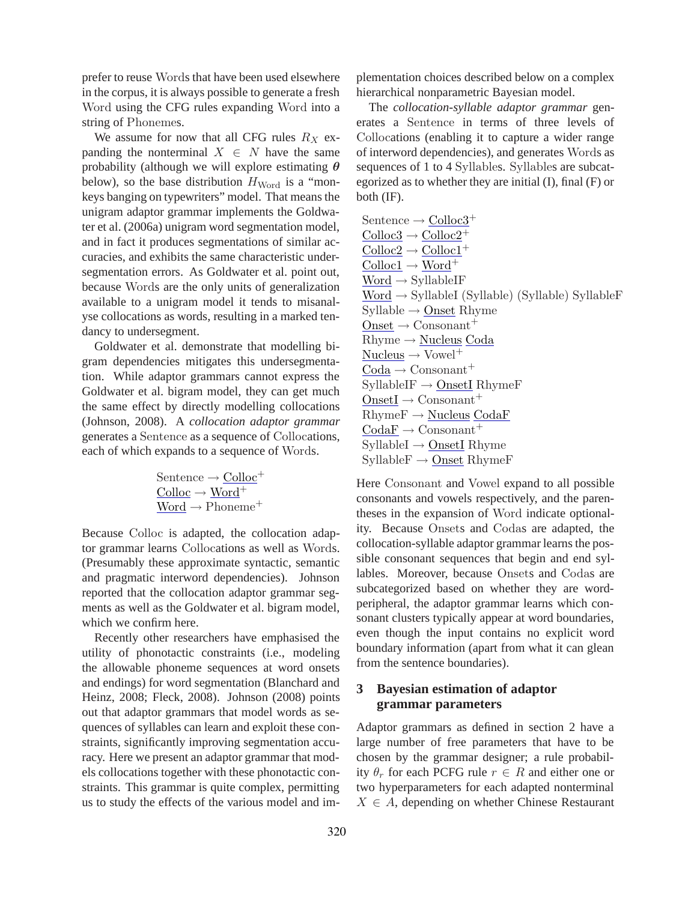prefer to reuse Words that have been used elsewhere in the corpus, it is always possible to generate a fresh Word using the CFG rules expanding Word into a string of Phonemes.

We assume for now that all CFG rules $R_X$ expanding the nonterminal $X \in N$ have the same probability (although we will explore estimating $\boldsymbol{\theta}$ below), so the base distribution $H_{\text{Word}}$ is a "monkeys banging on typewriters" model. That means the unigram adaptor grammar implements the Goldwater et al. (2006a) unigram word segmentation model, and in fact it produces segmentations of similar accuracies, and exhibits the same characteristic undersegmentation errors. As Goldwater et al. point out, because Words are the only units of generalization available to a unigram model it tends to misanalyse collocations as words, resulting in a marked tendancy to undersegment.

Goldwater et al. demonstrate that modelling bigram dependencies mitigates this undersegmentation. While adaptor grammars cannot express the Goldwater et al. bigram model, they can get much the same effect by directly modelling collocations (Johnson, 2008). A *collocation adaptor grammar* generates a Sentence as a sequence of Collocations, each of which expands to a sequence of Words.

$$
\begin{aligned}
&\text{Sentence} \rightarrow \underline{\text{Colloc}}^{+} \\
&\underline{\text{Colloc}} \rightarrow \underline{\text{Word}}^{+} \\
&\underline{\text{Word}} \rightarrow \text{Phoneme}^{+}
\end{aligned}
$$

Because Colloc is adapted, the collocation adaptor grammar learns Collocations as well as Words. (Presumably these approximate syntactic, semantic and pragmatic interword dependencies). Johnson reported that the collocation adaptor grammar segments as well as the Goldwater et al. bigram model, which we confirm here.

Recently other researchers have emphasised the utility of phonotactic constraints (i.e., modeling the allowable phoneme sequences at word onsets and endings) for word segmentation (Blanchard and Heinz, 2008; Fleck, 2008). Johnson (2008) points out that adaptor grammars that model words as sequences of syllables can learn and exploit these constraints, significantly improving segmentation accuracy. Here we present an adaptor grammar that models collocations together with these phonotactic constraints. This grammar is quite complex, permitting us to study the effects of the various model and implementation choices described below on a complex hierarchical nonparametric Bayesian model.

The *collocation-syllable adaptor grammar* generates a Sentence in terms of three levels of Collocations (enabling it to capture a wider range of interword dependencies), and generates Words as sequences of 1 to 4 Syllables. Syllables are subcategorized as to whether they are initial (I), final (F) or both (IF).

$$
\begin{aligned}
&\text{Sentence} \rightarrow \underline{\text{Colloc3}}^{+} \\
&\underline{\text{Colloc3}} \rightarrow \underline{\text{Colloc2}}^{+} \\
&\underline{\text{Colloc2}} \rightarrow \underline{\text{Colloc1}}^{+} \\
&\underline{\text{Colloc1}} \rightarrow \underline{\text{Word}}^{+} \\
&\underline{\text{Word}} \rightarrow \text{SyllableIF} \\
&\underline{\text{Word}} \rightarrow \text{SyllableI (Syllable) (Syllable) SyllableF} \\
&\text{Syllable} \rightarrow \underline{\text{Onset}}\ \text{Rhyme} \\
&\underline{\text{Onset}} \rightarrow \text{Consonant}^{+} \\
&\text{Rhyme} \rightarrow \underline{\text{Nucleus}}\ \underline{\text{Coda}} \\
&\underline{\text{Nucleus}} \rightarrow \text{Vowel}^{+} \\
&\underline{\text{Coda}} \rightarrow \text{Consonant}^{+} \\
&\text{SyllableIF} \rightarrow \underline{\text{OnsetI}}\ \text{RhymeF} \\
&\underline{\text{OnsetI}} \rightarrow \text{Consonant}^{+} \\
&\text{RhymeF} \rightarrow \underline{\text{Nucleus}}\ \underline{\text{CodaF}} \\
&\underline{\text{CodaF}} \rightarrow \text{Consonant}^{+} \\
&\text{SyllableI} \rightarrow \underline{\text{OnsetI}}\ \text{Rhyme} \\
&\text{SyllableF} \rightarrow \underline{\text{Onset}}\ \text{RhymeF}
\end{aligned}
$$

Here Consonant and Vowel expand to all possible consonants and vowels respectively, and the parentheses in the expansion of Word indicate optionality. Because Onsets and Codas are adapted, the collocation-syllable adaptor grammar learns the possible consonant sequences that begin and end syllables. Moreover, because Onsets and Codas are subcategorized based on whether they are word-peripheral, the adaptor grammar learns which consonant clusters typically appear at word boundaries, even though the input contains no explicit word boundary information (apart from what it can glean from the sentence boundaries).

## 3 Bayesian estimation of adaptor grammar parameters

Adaptor grammars as defined in section 2 have a large number of free parameters that have to be chosen by the grammar designer; a rule probability $\theta_r$ for each PCFG rule $r \in R$ and either one or two hyperparameters for each adapted nonterminal $X \in A$, depending on whether Chinese Restaurant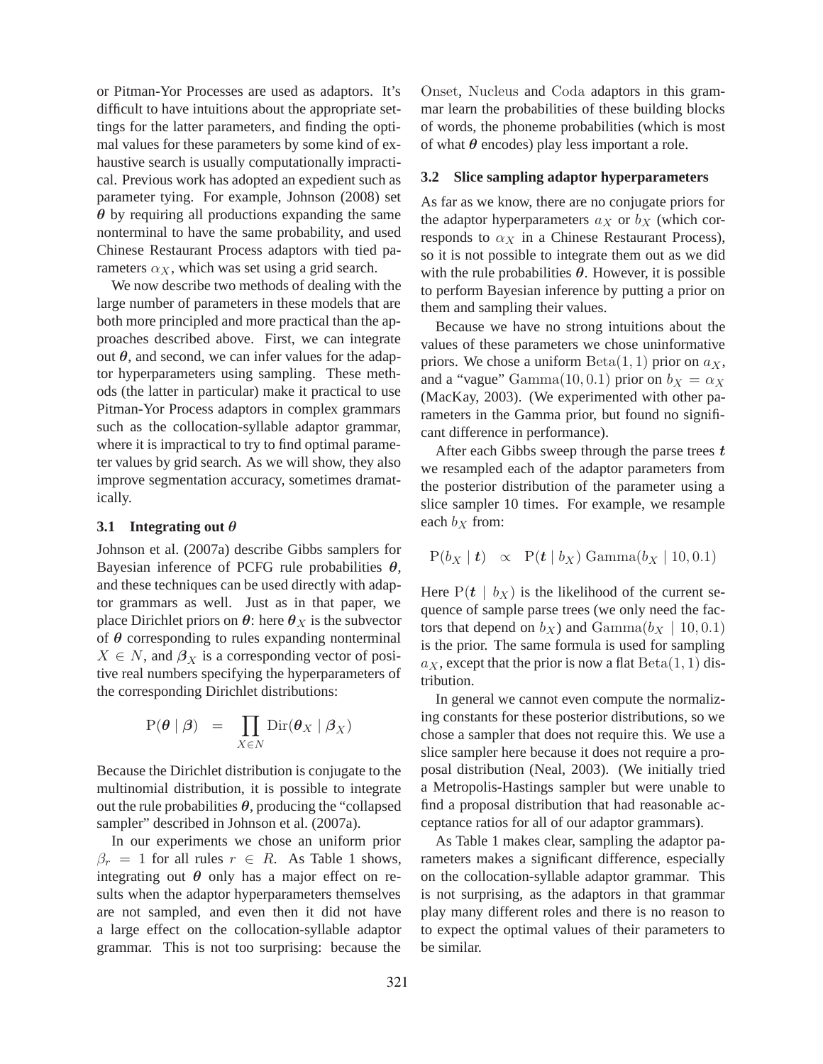or Pitman-Yor Processes are used as adaptors. It's difficult to have intuitions about the appropriate settings for the latter parameters, and finding the optimal values for these parameters by some kind of exhaustive search is usually computationally impractical. Previous work has adopted an expedient such as parameter tying. For example, Johnson (2008) set $\boldsymbol{\theta}$ by requiring all productions expanding the same nonterminal to have the same probability, and used Chinese Restaurant Process adaptors with tied parameters $\alpha_X$, which was set using a grid search.

We now describe two methods of dealing with the large number of parameters in these models that are both more principled and more practical than the approaches described above. First, we can integrate out $\boldsymbol{\theta}$, and second, we can infer values for the adaptor hyperparameters using sampling. These methods (the latter in particular) make it practical to use Pitman-Yor Process adaptors in complex grammars such as the collocation-syllable adaptor grammar, where it is impractical to try to find optimal parameter values by grid search. As we will show, they also improve segmentation accuracy, sometimes dramatically.

### 3.1 Integrating out $\theta$

Johnson et al. (2007a) describe Gibbs samplers for Bayesian inference of PCFG rule probabilities $\boldsymbol{\theta}$, and these techniques can be used directly with adaptor grammars as well. Just as in that paper, we place Dirichlet priors on $\boldsymbol{\theta}$: here $\boldsymbol{\theta}_X$ is the subvector of $\boldsymbol{\theta}$ corresponding to rules expanding nonterminal $X \in N$, and $\boldsymbol{\beta}_X$ is a corresponding vector of positive real numbers specifying the hyperparameters of the corresponding Dirichlet distributions:

$$\mathrm{P}(\boldsymbol{\theta} \mid \boldsymbol{\beta}) \quad = \quad \prod_{X \in N} \mathrm{Dir}(\boldsymbol{\theta}_X \mid \boldsymbol{\beta}_X)$$

Because the Dirichlet distribution is conjugate to the multinomial distribution, it is possible to integrate out the rule probabilities $\boldsymbol{\theta}$, producing the "collapsed sampler" described in Johnson et al. (2007a).

In our experiments we chose an uniform prior $\beta_r = 1$ for all rules $r \in R$. As Table 1 shows, integrating out $\boldsymbol{\theta}$ only has a major effect on results when the adaptor hyperparameters themselves are not sampled, and even then it did not have a large effect on the collocation-syllable adaptor grammar. This is not too surprising: because the Onset, Nucleus and Coda adaptors in this grammar learn the probabilities of these building blocks of words, the phoneme probabilities (which is most of what $\boldsymbol{\theta}$ encodes) play less important a role.

### 3.2 Slice sampling adaptor hyperparameters

As far as we know, there are no conjugate priors for the adaptor hyperparameters $a_X$ or $b_X$ (which corresponds to $\alpha_X$ in a Chinese Restaurant Process), so it is not possible to integrate them out as we did with the rule probabilities $\boldsymbol{\theta}$. However, it is possible to perform Bayesian inference by putting a prior on them and sampling their values.

Because we have no strong intuitions about the values of these parameters we chose uninformative priors. We chose a uniform $\mathrm{Beta}(1, 1)$ prior on $a_X$, and a "vague" $\mathrm{Gamma}(10, 0.1)$ prior on $b_X = \alpha_X$ (MacKay, 2003). (We experimented with other parameters in the Gamma prior, but found no significant difference in performance).

After each Gibbs sweep through the parse trees $\boldsymbol{t}$ we resampled each of the adaptor parameters from the posterior distribution of the parameter using a slice sampler 10 times. For example, we resample each $b_X$ from:

$$\mathrm{P}(b_X \mid \boldsymbol{t}) \quad \propto \quad \mathrm{P}(\boldsymbol{t} \mid b_X) \; \mathrm{Gamma}(b_X \mid 10, 0.1)$$

Here $\mathrm{P}(\boldsymbol{t} \mid b_X)$ is the likelihood of the current sequence of sample parse trees (we only need the factors that depend on $b_X$) and $\mathrm{Gamma}(b_X \mid 10, 0.1)$ is the prior. The same formula is used for sampling $a_X$, except that the prior is now a flat $\mathrm{Beta}(1, 1)$ distribution.

In general we cannot even compute the normalizing constants for these posterior distributions, so we chose a sampler that does not require this. We use a slice sampler here because it does not require a proposal distribution (Neal, 2003). (We initially tried a Metropolis-Hastings sampler but were unable to find a proposal distribution that had reasonable acceptance ratios for all of our adaptor grammars).

As Table 1 makes clear, sampling the adaptor parameters makes a significant difference, especially on the collocation-syllable adaptor grammar. This is not surprising, as the adaptors in that grammar play many different roles and there is no reason to to expect the optimal values of their parameters to be similar.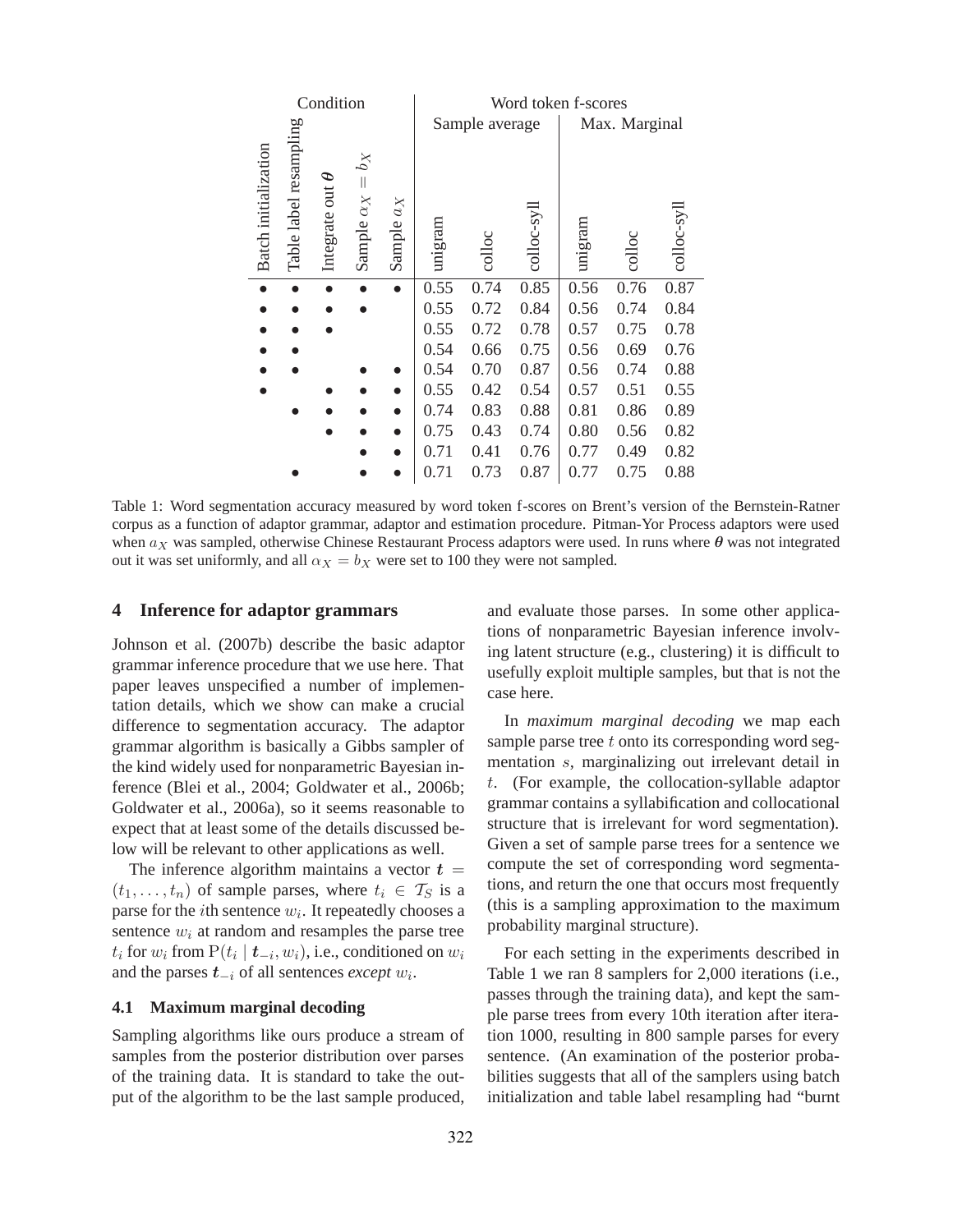| Condition | | | | | Word token f-scores | | | | | |
|---|---|---|---|---|---|---|---|---|---|---|
| | | | | | Sample average | | | Max. Marginal | | |
| Batch initialization | Table label resampling | Integrate out $\boldsymbol{\theta}$ | Sample $\alpha_X = b_X$ | Sample $a_X$ | unigram | colloc | colloc-syll | unigram | colloc | colloc-syll |
| • | • | • | • | • | 0.55 | 0.74 | 0.85 | 0.56 | 0.76 | 0.87 |
| • | • | • | • | | 0.55 | 0.72 | 0.84 | 0.56 | 0.74 | 0.84 |
| • | • | • | | | 0.55 | 0.72 | 0.78 | 0.57 | 0.75 | 0.78 |
| • | • | | | | 0.54 | 0.66 | 0.75 | 0.56 | 0.69 | 0.76 |
| • | • | | • | • | 0.54 | 0.70 | 0.87 | 0.56 | 0.74 | 0.88 |
| • | | • | • | • | 0.55 | 0.42 | 0.54 | 0.57 | 0.51 | 0.55 |
| | • | • | • | • | 0.74 | 0.83 | 0.88 | 0.81 | 0.86 | 0.89 |
| | | • | • | • | 0.75 | 0.43 | 0.74 | 0.80 | 0.56 | 0.82 |
| | | | • | • | 0.71 | 0.41 | 0.76 | 0.77 | 0.49 | 0.82 |
| | • | | • | • | 0.71 | 0.73 | 0.87 | 0.77 | 0.75 | 0.88 |

Table 1: Word segmentation accuracy measured by word token f-scores on Brent's version of the Bernstein-Ratner corpus as a function of adaptor grammar, adaptor and estimation procedure. Pitman-Yor Process adaptors were used when $a_X$ was sampled, otherwise Chinese Restaurant Process adaptors were used. In runs where $\boldsymbol{\theta}$ was not integrated out it was set uniformly, and all $\alpha_X = b_X$ were set to 100 they were not sampled.

## 4 Inference for adaptor grammars

Johnson et al. (2007b) describe the basic adaptor grammar inference procedure that we use here. That paper leaves unspecified a number of implementation details, which we show can make a crucial difference to segmentation accuracy. The adaptor grammar algorithm is basically a Gibbs sampler of the kind widely used for nonparametric Bayesian inference (Blei et al., 2004; Goldwater et al., 2006b; Goldwater et al., 2006a), so it seems reasonable to expect that at least some of the details discussed below will be relevant to other applications as well.

The inference algorithm maintains a vector $\boldsymbol{t} = (t_1, \ldots, t_n)$ of sample parses, where $t_i \in \mathcal{T}_S$ is a parse for the $i$th sentence $w_i$. It repeatedly chooses a sentence $w_i$ at random and resamples the parse tree $t_i$ for $w_i$ from $\mathrm{P}(t_i \mid \boldsymbol{t}_{-i}, w_i)$, i.e., conditioned on $w_i$ and the parses $\boldsymbol{t}_{-i}$ of all sentences *except* $w_i$.

### 4.1 Maximum marginal decoding

Sampling algorithms like ours produce a stream of samples from the posterior distribution over parses of the training data. It is standard to take the output of the algorithm to be the last sample produced, and evaluate those parses. In some other applications of nonparametric Bayesian inference involving latent structure (e.g., clustering) it is difficult to usefully exploit multiple samples, but that is not the case here.

In *maximum marginal decoding* we map each sample parse tree $t$ onto its corresponding word segmentation $s$, marginalizing out irrelevant detail in $t$. (For example, the collocation-syllable adaptor grammar contains a syllabification and collocational structure that is irrelevant for word segmentation). Given a set of sample parse trees for a sentence we compute the set of corresponding word segmentations, and return the one that occurs most frequently (this is a sampling approximation to the maximum probability marginal structure).

For each setting in the experiments described in Table 1 we ran 8 samplers for 2,000 iterations (i.e., passes through the training data), and kept the sample parse trees from every 10th iteration after iteration 1000, resulting in 800 sample parses for every sentence. (An examination of the posterior probabilities suggests that all of the samplers using batch initialization and table label resampling had "burnt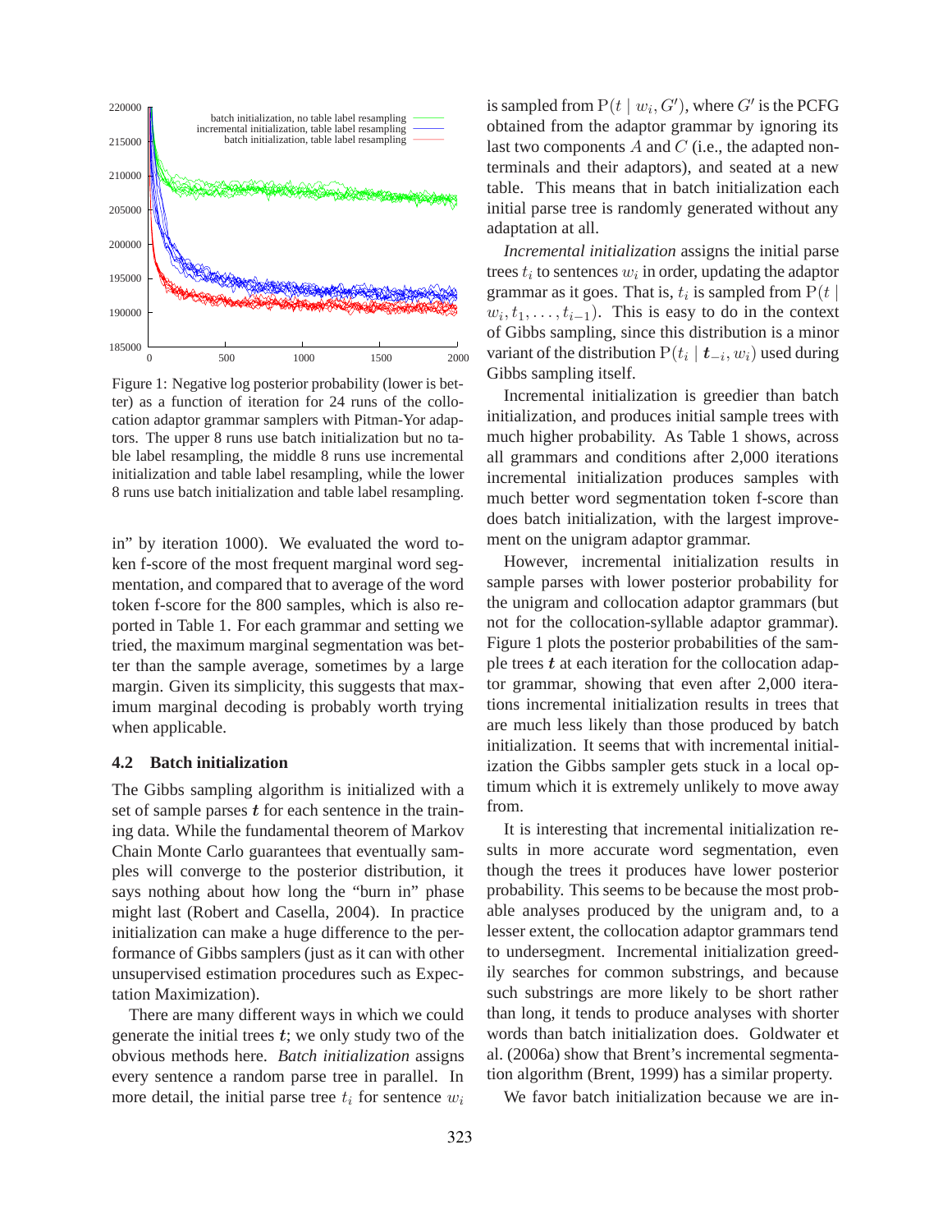Figure 1: Negative log posterior probability (lower is better) as a function of iteration for 24 runs of the collocation adaptor grammar samplers with Pitman-Yor adaptors. The upper 8 runs use batch initialization but no table label resampling, the middle 8 runs use incremental initialization and table label resampling, while the lower 8 runs use batch initialization and table label resampling.

in" by iteration 1000). We evaluated the word token f-score of the most frequent marginal word segmentation, and compared that to average of the word token f-score for the 800 samples, which is also reported in Table 1. For each grammar and setting we tried, the maximum marginal segmentation was better than the sample average, sometimes by a large margin. Given its simplicity, this suggests that maximum marginal decoding is probably worth trying when applicable.

### 4.2 Batch initialization

The Gibbs sampling algorithm is initialized with a set of sample parses $\boldsymbol{t}$ for each sentence in the training data. While the fundamental theorem of Markov Chain Monte Carlo guarantees that eventually samples will converge to the posterior distribution, it says nothing about how long the "burn in" phase might last (Robert and Casella, 2004). In practice initialization can make a huge difference to the performance of Gibbs samplers (just as it can with other unsupervised estimation procedures such as Expectation Maximization).

There are many different ways in which we could generate the initial trees $\boldsymbol{t}$; we only study two of the obvious methods here. *Batch initialization* assigns every sentence a random parse tree in parallel. In more detail, the initial parse tree $t_i$ for sentence $w_i$ is sampled from $\mathrm{P}(t \mid w_i, G')$, where $G'$ is the PCFG obtained from the adaptor grammar by ignoring its last two components $A$ and $C$ (i.e., the adapted nonterminals and their adaptors), and seated at a new table. This means that in batch initialization each initial parse tree is randomly generated without any adaptation at all.

*Incremental initialization* assigns the initial parse trees $t_i$ to sentences $w_i$ in order, updating the adaptor grammar as it goes. That is, $t_i$ is sampled from $\mathrm{P}(t \mid w_i, t_1, \ldots, t_{i-1})$. This is easy to do in the context of Gibbs sampling, since this distribution is a minor variant of the distribution $\mathrm{P}(t_i \mid \boldsymbol{t}_{-i}, w_i)$ used during Gibbs sampling itself.

Incremental initialization is greedier than batch initialization, and produces initial sample trees with much higher probability. As Table 1 shows, across all grammars and conditions after 2,000 iterations incremental initialization produces samples with much better word segmentation token f-score than does batch initialization, with the largest improvement on the unigram adaptor grammar.

However, incremental initialization results in sample parses with lower posterior probability for the unigram and collocation adaptor grammars (but not for the collocation-syllable adaptor grammar). Figure 1 plots the posterior probabilities of the sample trees $\boldsymbol{t}$ at each iteration for the collocation adaptor grammar, showing that even after 2,000 iterations incremental initialization results in trees that are much less likely than those produced by batch initialization. It seems that with incremental initialization the Gibbs sampler gets stuck in a local optimum which it is extremely unlikely to move away from.

It is interesting that incremental initialization results in more accurate word segmentation, even though the trees it produces have lower posterior probability. This seems to be because the most probable analyses produced by the unigram and, to a lesser extent, the collocation adaptor grammars tend to undersegment. Incremental initialization greedily searches for common substrings, and because such substrings are more likely to be short rather than long, it tends to produce analyses with shorter words than batch initialization does. Goldwater et al. (2006a) show that Brent's incremental segmentation algorithm (Brent, 1999) has a similar property.

We favor batch initialization because we are in-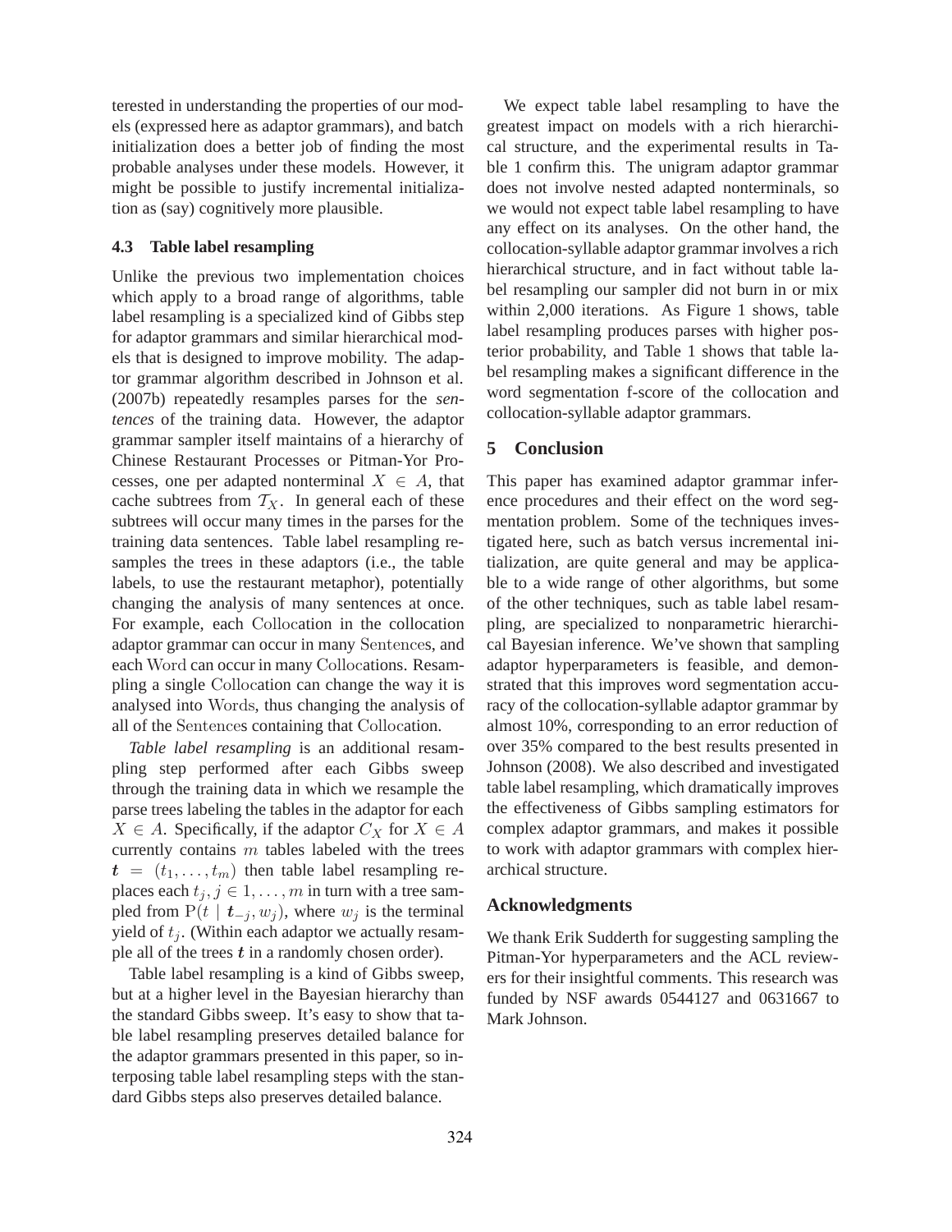terested in understanding the properties of our models (expressed here as adaptor grammars), and batch initialization does a better job of finding the most probable analyses under these models. However, it might be possible to justify incremental initialization as (say) cognitively more plausible.

### 4.3 Table label resampling

Unlike the previous two implementation choices which apply to a broad range of algorithms, table label resampling is a specialized kind of Gibbs step for adaptor grammars and similar hierarchical models that is designed to improve mobility. The adaptor grammar algorithm described in Johnson et al. (2007b) repeatedly resamples parses for the *sentences* of the training data. However, the adaptor grammar sampler itself maintains of a hierarchy of Chinese Restaurant Processes or Pitman-Yor Processes, one per adapted nonterminal $X \in A$, that cache subtrees from $\mathcal{T}_X$. In general each of these subtrees will occur many times in the parses for the training data sentences. Table label resampling resamples the trees in these adaptors (i.e., the table labels, to use the restaurant metaphor), potentially changing the analysis of many sentences at once. For example, each $\mathrm{Collocation}$ in the collocation adaptor grammar can occur in many $\mathrm{Sentence}$s, and each $\mathrm{Word}$ can occur in many $\mathrm{Collocation}$s. Resampling a single $\mathrm{Collocation}$ can change the way it is analysed into $\mathrm{Word}$s, thus changing the analysis of all of the $\mathrm{Sentence}$s containing that $\mathrm{Collocation}$.

*Table label resampling* is an additional resampling step performed after each Gibbs sweep through the training data in which we resample the parse trees labeling the tables in the adaptor for each $X \in A$. Specifically, if the adaptor $C_X$ for $X \in A$ currently contains $m$ tables labeled with the trees $\boldsymbol{t} = (t_1, \ldots, t_m)$ then table label resampling replaces each $t_j, j \in 1, \ldots, m$ in turn with a tree sampled from $\mathrm{P}(t \mid \boldsymbol{t}_{-j}, w_j)$, where $w_j$ is the terminal yield of $t_j$. (Within each adaptor we actually resample all of the trees $\boldsymbol{t}$ in a randomly chosen order).

Table label resampling is a kind of Gibbs sweep, but at a higher level in the Bayesian hierarchy than the standard Gibbs sweep. It's easy to show that table label resampling preserves detailed balance for the adaptor grammars presented in this paper, so interposing table label resampling steps with the standard Gibbs steps also preserves detailed balance.

We expect table label resampling to have the greatest impact on models with a rich hierarchical structure, and the experimental results in Table 1 confirm this. The unigram adaptor grammar does not involve nested adapted nonterminals, so we would not expect table label resampling to have any effect on its analyses. On the other hand, the collocation-syllable adaptor grammar involves a rich hierarchical structure, and in fact without table label resampling our sampler did not burn in or mix within 2,000 iterations. As Figure 1 shows, table label resampling produces parses with higher posterior probability, and Table 1 shows that table label resampling makes a significant difference in the word segmentation f-score of the collocation and collocation-syllable adaptor grammars.

## 5 Conclusion

This paper has examined adaptor grammar inference procedures and their effect on the word segmentation problem. Some of the techniques investigated here, such as batch versus incremental initialization, are quite general and may be applicable to a wide range of other algorithms, but some of the other techniques, such as table label resampling, are specialized to nonparametric hierarchical Bayesian inference. We've shown that sampling adaptor hyperparameters is feasible, and demonstrated that this improves word segmentation accuracy of the collocation-syllable adaptor grammar by almost 10%, corresponding to an error reduction of over 35% compared to the best results presented in Johnson (2008). We also described and investigated table label resampling, which dramatically improves the effectiveness of Gibbs sampling estimators for complex adaptor grammars, and makes it possible to work with adaptor grammars with complex hierarchical structure.

## Acknowledgments

We thank Erik Sudderth for suggesting sampling the Pitman-Yor hyperparameters and the ACL reviewers for their insightful comments. This research was funded by NSF awards 0544127 and 0631667 to Mark Johnson.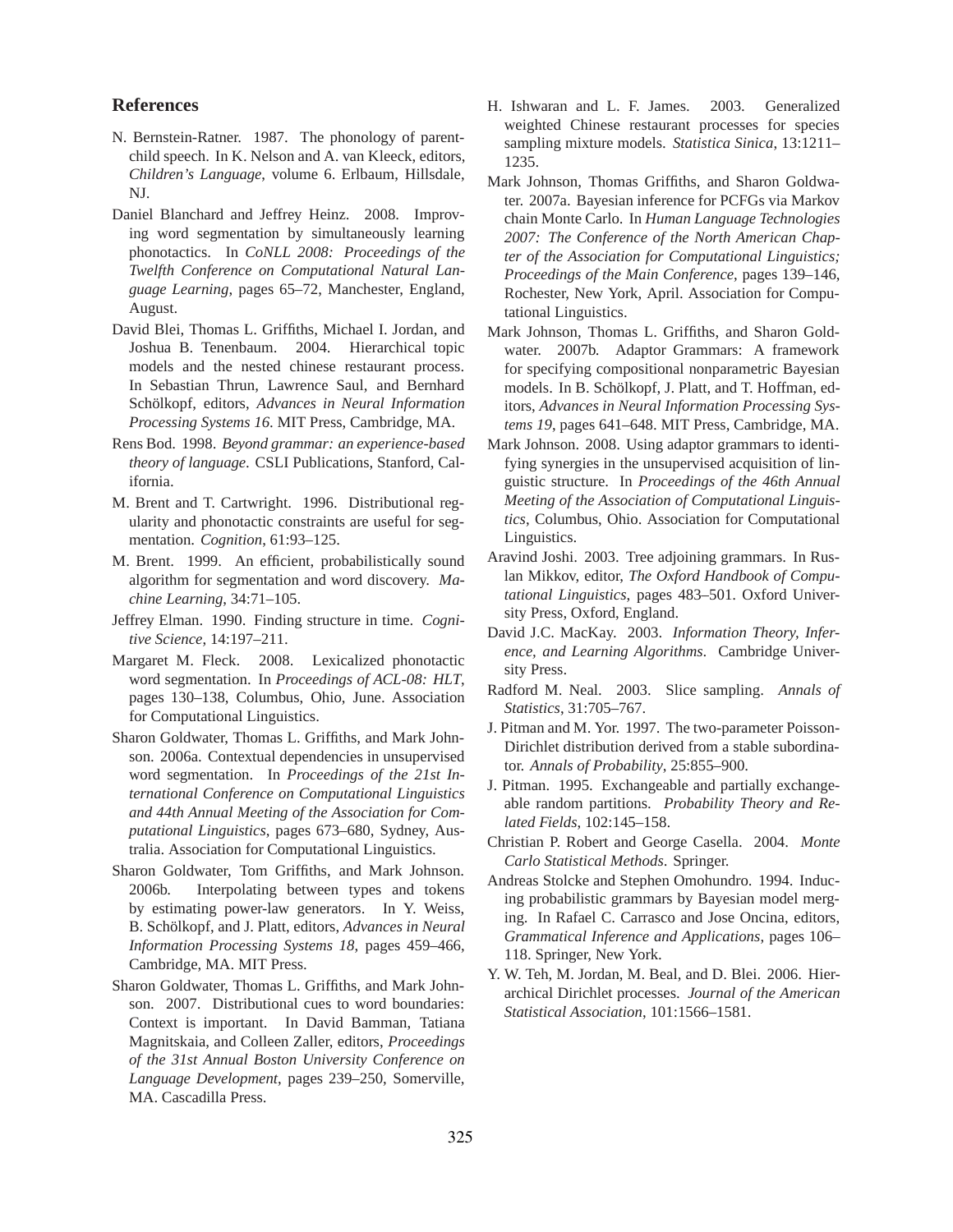## References

N. Bernstein-Ratner. 1987. The phonology of parent-child speech. In K. Nelson and A. van Kleeck, editors, *Children's Language*, volume 6. Erlbaum, Hillsdale, NJ.

Daniel Blanchard and Jeffrey Heinz. 2008. Improving word segmentation by simultaneously learning phonotactics. In *CoNLL 2008: Proceedings of the Twelfth Conference on Computational Natural Language Learning*, pages 65–72, Manchester, England, August.

David Blei, Thomas L. Griffiths, Michael I. Jordan, and Joshua B. Tenenbaum. 2004. Hierarchical topic models and the nested chinese restaurant process. In Sebastian Thrun, Lawrence Saul, and Bernhard Schölkopf, editors, *Advances in Neural Information Processing Systems 16*. MIT Press, Cambridge, MA.

Rens Bod. 1998. *Beyond grammar: an experience-based theory of language*. CSLI Publications, Stanford, California.

M. Brent and T. Cartwright. 1996. Distributional regularity and phonotactic constraints are useful for segmentation. *Cognition*, 61:93–125.

M. Brent. 1999. An efficient, probabilistically sound algorithm for segmentation and word discovery. *Machine Learning*, 34:71–105.

Jeffrey Elman. 1990. Finding structure in time. *Cognitive Science*, 14:197–211.

Margaret M. Fleck. 2008. Lexicalized phonotactic word segmentation. In *Proceedings of ACL-08: HLT*, pages 130–138, Columbus, Ohio, June. Association for Computational Linguistics.

Sharon Goldwater, Thomas L. Griffiths, and Mark Johnson. 2006a. Contextual dependencies in unsupervised word segmentation. In *Proceedings of the 21st International Conference on Computational Linguistics and 44th Annual Meeting of the Association for Computational Linguistics*, pages 673–680, Sydney, Australia. Association for Computational Linguistics.

Sharon Goldwater, Tom Griffiths, and Mark Johnson. 2006b. Interpolating between types and tokens by estimating power-law generators. In Y. Weiss, B. Schölkopf, and J. Platt, editors, *Advances in Neural Information Processing Systems 18*, pages 459–466, Cambridge, MA. MIT Press.

Sharon Goldwater, Thomas L. Griffiths, and Mark Johnson. 2007. Distributional cues to word boundaries: Context is important. In David Bamman, Tatiana Magnitskaia, and Colleen Zaller, editors, *Proceedings of the 31st Annual Boston University Conference on Language Development*, pages 239–250, Somerville, MA. Cascadilla Press.

H. Ishwaran and L. F. James. 2003. Generalized weighted Chinese restaurant processes for species sampling mixture models. *Statistica Sinica*, 13:1211–1235.

Mark Johnson, Thomas Griffiths, and Sharon Goldwater. 2007a. Bayesian inference for PCFGs via Markov chain Monte Carlo. In *Human Language Technologies 2007: The Conference of the North American Chapter of the Association for Computational Linguistics; Proceedings of the Main Conference*, pages 139–146, Rochester, New York, April. Association for Computational Linguistics.

Mark Johnson, Thomas L. Griffiths, and Sharon Goldwater. 2007b. Adaptor Grammars: A framework for specifying compositional nonparametric Bayesian models. In B. Schölkopf, J. Platt, and T. Hoffman, editors, *Advances in Neural Information Processing Systems 19*, pages 641–648. MIT Press, Cambridge, MA.

Mark Johnson. 2008. Using adaptor grammars to identifying synergies in the unsupervised acquisition of linguistic structure. In *Proceedings of the 46th Annual Meeting of the Association of Computational Linguistics*, Columbus, Ohio. Association for Computational Linguistics.

Aravind Joshi. 2003. Tree adjoining grammars. In Ruslan Mikkov, editor, *The Oxford Handbook of Computational Linguistics*, pages 483–501. Oxford University Press, Oxford, England.

David J.C. MacKay. 2003. *Information Theory, Inference, and Learning Algorithms*. Cambridge University Press.

Radford M. Neal. 2003. Slice sampling. *Annals of Statistics*, 31:705–767.

J. Pitman and M. Yor. 1997. The two-parameter Poisson-Dirichlet distribution derived from a stable subordinator. *Annals of Probability*, 25:855–900.

J. Pitman. 1995. Exchangeable and partially exchangeable random partitions. *Probability Theory and Related Fields*, 102:145–158.

Christian P. Robert and George Casella. 2004. *Monte Carlo Statistical Methods*. Springer.

Andreas Stolcke and Stephen Omohundro. 1994. Inducing probabilistic grammars by Bayesian model merging. In Rafael C. Carrasco and Jose Oncina, editors, *Grammatical Inference and Applications*, pages 106–118. Springer, New York.

Y. W. Teh, M. Jordan, M. Beal, and D. Blei. 2006. Hierarchical Dirichlet processes. *Journal of the American Statistical Association*, 101:1566–1581.